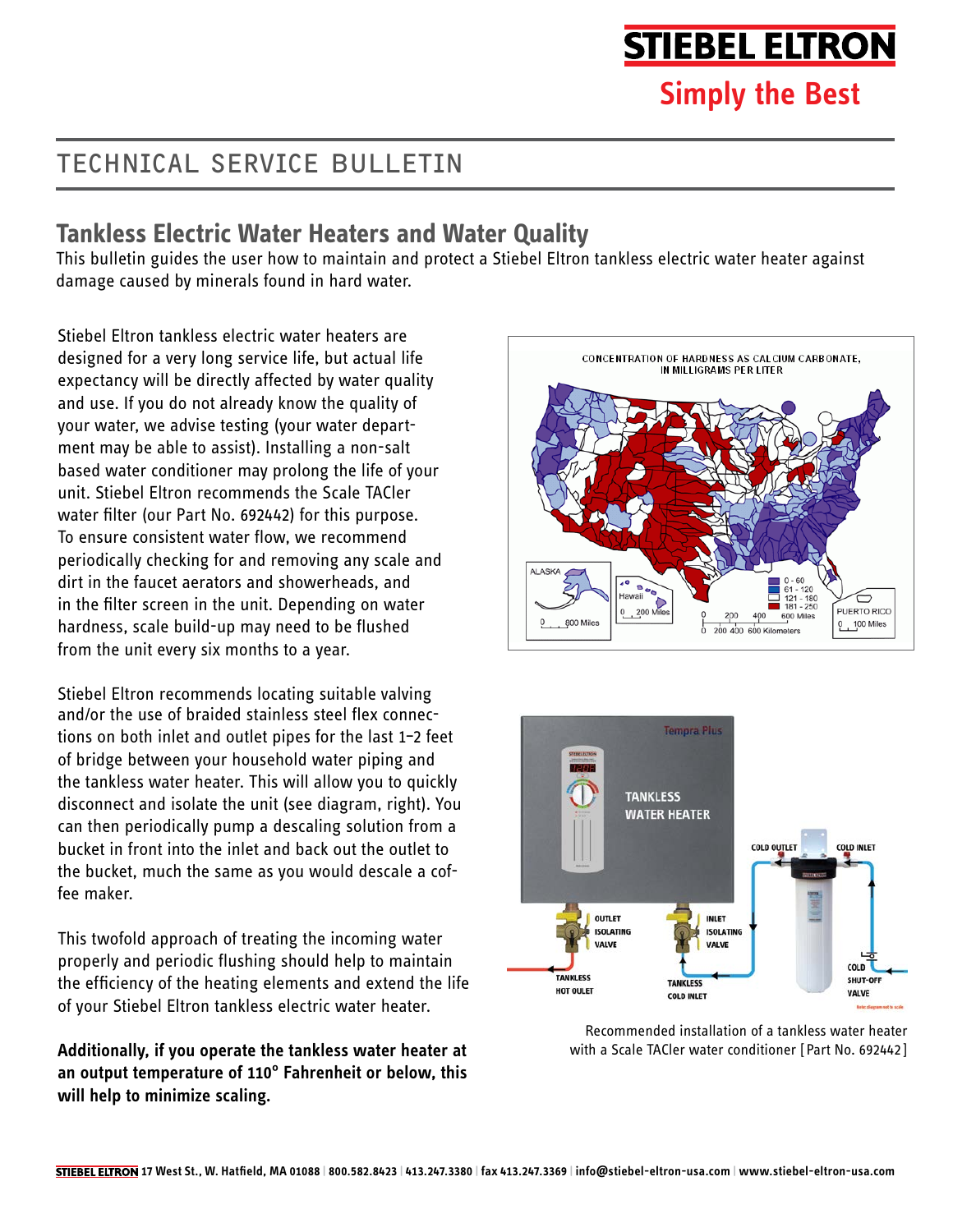# TECHNICAL SERVICE BULLETIN

## Tankless Electric Water Heaters and Water Quality

This bulletin guides the user how to maintain and protect a Stiebel Eltron tankless electric water heater against damage caused by minerals found in hard water.

Stiebel Eltron tankless electric water heaters are designed for a very long service life, but actual life expectancy will be directly affected by water quality and use. If you do not already know the quality of your water, we advise testing (your water department may be able to assist). Installing a non-salt based water conditioner may prolong the life of your unit. Stiebel Eltron recommends the Scale TACler water filter (our Part No. 692442) for this purpose. To ensure consistent water flow, we recommend periodically checking for and removing any scale and dirt in the faucet aerators and showerheads, and in the filter screen in the unit. Depending on water hardness, scale build-up may need to be flushed from the unit every six months to a year.

Stiebel Eltron recommends locating suitable valving and/or the use of braided stainless steel flex connections on both inlet and outlet pipes for the last 1–2 feet of bridge between your household water piping and the tankless water heater. This will allow you to quickly disconnect and isolate the unit (see diagram, right). You can then periodically pump a descaling solution from a bucket in front into the inlet and back out the outlet to the bucket, much the same as you would descale a coffee maker.

This twofold approach of treating the incoming water properly and periodic flushing should help to maintain the efficiency of the heating elements and extend the life of your Stiebel Eltron tankless electric water heater.

**Additionally, if you operate the tankless water heater at an output temperature of 110° Fahrenheit or below, this will help to minimize scaling.**

Recommended installation of a tankless water heater with a Scale TACler water conditioner [Part No. 692442]

STIEBEL ELTRON 17 West St., W. Hatfield, MA 01088 | 800.582.8423 | 413.247.3380 | fax 413.247.3369 | info@stiebel-eltron-usa.com | www.stiebel-eltron-usa.com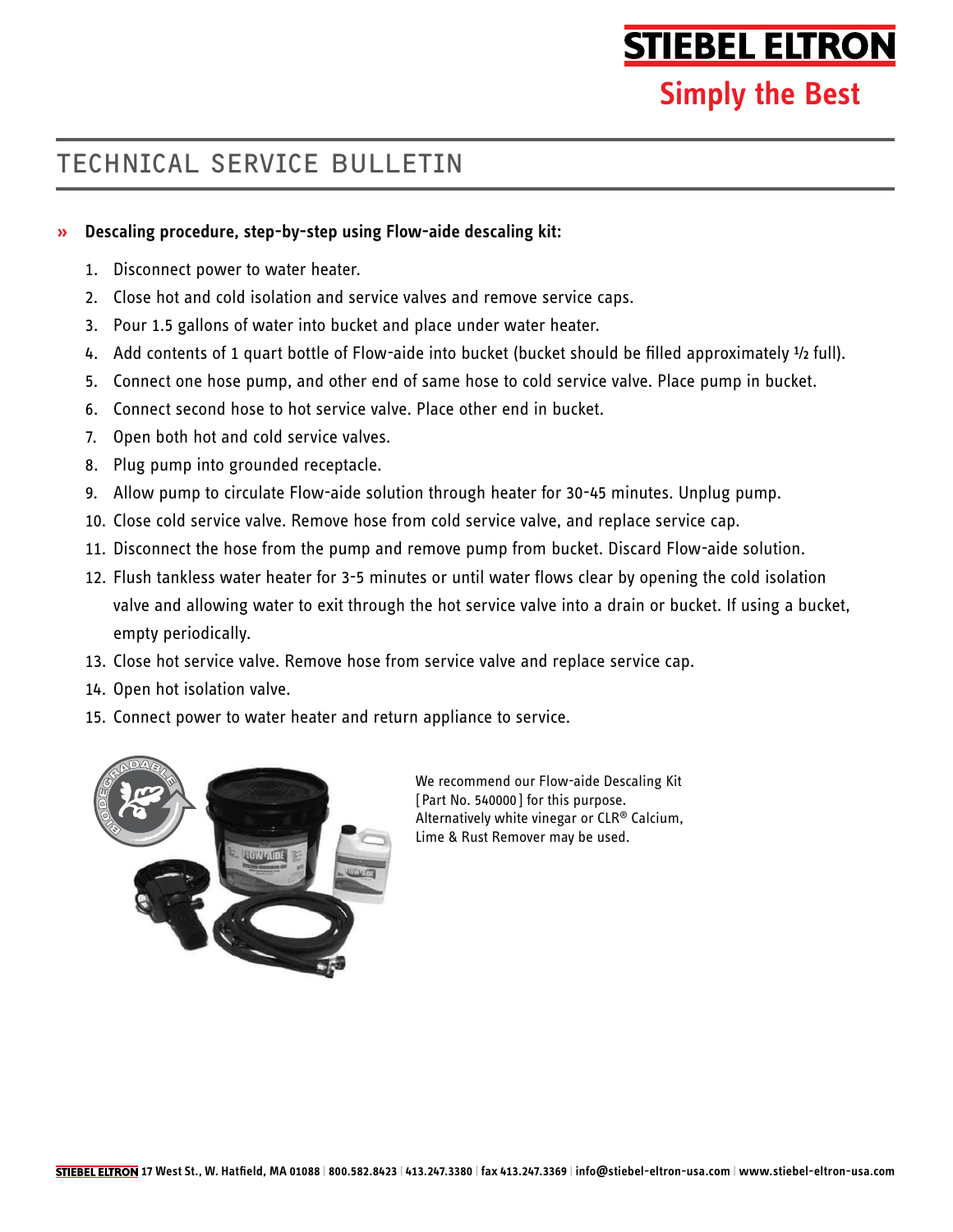# TECHNICAL SERVICE BULLETIN

**» Descaling procedure, step-by-step using Flow-aide descaling kit:**

1. Disconnect power to water heater.
2. Close hot and cold isolation and service valves and remove service caps.
3. Pour 1.5 gallons of water into bucket and place under water heater.
4. Add contents of 1 quart bottle of Flow-aide into bucket (bucket should be filled approximately ½ full).
5. Connect one hose pump, and other end of same hose to cold service valve. Place pump in bucket.
6. Connect second hose to hot service valve. Place other end in bucket.
7. Open both hot and cold service valves.
8. Plug pump into grounded receptacle.
9. Allow pump to circulate Flow-aide solution through heater for 30-45 minutes. Unplug pump.
10. Close cold service valve. Remove hose from cold service valve, and replace service cap.
11. Disconnect the hose from the pump and remove pump from bucket. Discard Flow-aide solution.
12. Flush tankless water heater for 3-5 minutes or until water flows clear by opening the cold isolation valve and allowing water to exit through the hot service valve into a drain or bucket. If using a bucket, empty periodically.
13. Close hot service valve. Remove hose from service valve and replace service cap.
14. Open hot isolation valve.
15. Connect power to water heater and return appliance to service.

We recommend our Flow-aide Descaling Kit [Part No. 540000] for this purpose. Alternatively white vinegar or CLR® Calcium, Lime & Rust Remover may be used.

STIEBEL ELTRON 17 West St., W. Hatfield, MA 01088 | 800.582.8423 | 413.247.3380 | fax 413.247.3369 | info@stiebel-eltron-usa.com | www.stiebel-eltron-usa.com